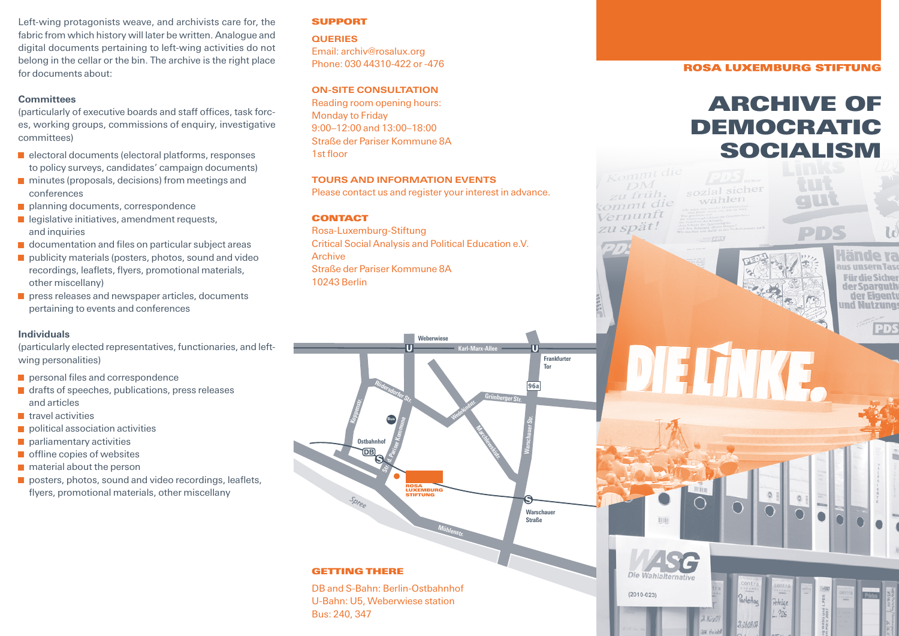Left-wing protagonists weave, and archivists care for, the fabric from which history will later be written. Analogue and digital documents pertaining to left-wing activities do not belong in the cellar or the bin. The archive is the right place for documents about:

### Committees

(particularly of executive boards and staff offices, task forces, working groups, commissions of enquiry, investigative committees)

- electoral documents (electoral platforms, responses to policy surveys, candidates' campaign documents)
- minutes (proposals, decisions) from meetings and conferences
- planning documents, correspondence
- legislative initiatives, amendment requests, and inquiries
- documentation and files on particular subject areas
- publicity materials (posters, photos, sound and video recordings, leaflets, flyers, promotional materials, other miscellany)
- press releases and newspaper articles, documents pertaining to events and conferences

### Individuals

(particularly elected representatives, functionaries, and left-wing personalities)

- personal files and correspondence
- drafts of speeches, publications, press releases and articles
- travel activities
- political association activities
- parliamentary activities
- offline copies of websites
- material about the person
- posters, photos, sound and video recordings, leaflets, flyers, promotional materials, other miscellany

## SUPPORT

### QUERIES

Email: archiv@rosalux.org
Phone: 030 44310-422 or -476

### ON-SITE CONSULTATION

Reading room opening hours:
Monday to Friday
9:00–12:00 and 13:00–18:00
Straße der Pariser Kommune 8A
1st floor

### TOURS AND INFORMATION EVENTS

Please contact us and register your interest in advance.

### CONTACT

Rosa-Luxemburg-Stiftung
Critical Social Analysis and Political Education e.V.
Archive
Straße der Pariser Kommune 8A
10243 Berlin

### GETTING THERE

DB and S-Bahn: Berlin-Ostbahnhof
U-Bahn: U5, Weberwiese station
Bus: 240, 347

ROSA LUXEMBURG STIFTUNG

# ARCHIVE OF DEMOCRATIC SOCIALISM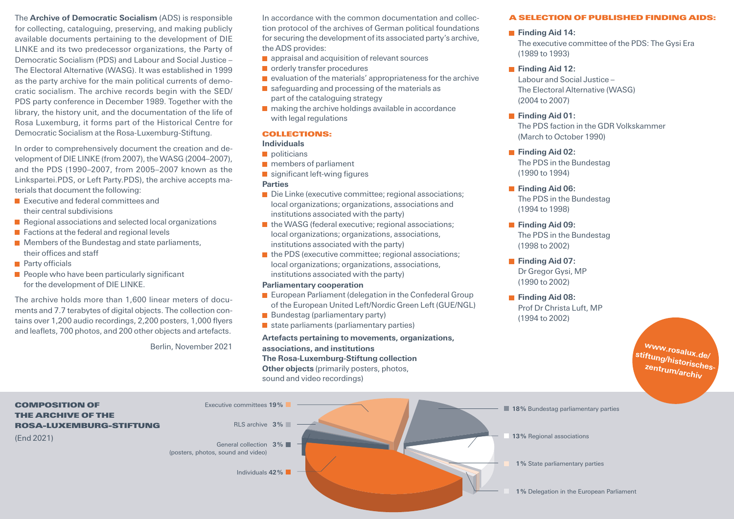The **Archive of Democratic Socialism** (ADS) is responsible for collecting, cataloguing, preserving, and making publicly available documents pertaining to the development of DIE LINKE and its two predecessor organizations, the Party of Democratic Socialism (PDS) and Labour and Social Justice – The Electoral Alternative (WASG). It was established in 1999 as the party archive for the main political currents of democratic socialism. The archive records begin with the SED/PDS party conference in December 1989. Together with the library, the history unit, and the documentation of the life of Rosa Luxemburg, it forms part of the Historical Centre for Democratic Socialism at the Rosa-Luxemburg-Stiftung.

In order to comprehensively document the creation and development of DIE LINKE (from 2007), the WASG (2004–2007), and the PDS (1990–2007, from 2005–2007 known as the Linkspartei.PDS, or Left Party.PDS), the archive accepts materials that document the following:

- Executive and federal committees and their central subdivisions
- Regional associations and selected local organizations
- Factions at the federal and regional levels
- Members of the Bundestag and state parliaments, their offices and staff
- Party officials
- People who have been particularly significant for the development of DIE LINKE.

The archive holds more than 1,600 linear meters of documents and 7.7 terabytes of digital objects. The collection contains over 1,200 audio recordings, 2,200 posters, 1,000 flyers and leaflets, 700 photos, and 200 other objects and artefacts.

Berlin, November 2021

In accordance with the common documentation and collection protocol of the archives of German political foundations for securing the development of its associated party's archive, the ADS provides:

- appraisal and acquisition of relevant sources
- orderly transfer procedures
- evaluation of the materials' appropriateness for the archive
- safeguarding and processing of the materials as part of the cataloguing strategy
- making the archive holdings available in accordance with legal regulations

## COLLECTIONS:

**Individuals**

- politicians
- members of parliament
- significant left-wing figures

**Parties**

- Die Linke (executive committee; regional associations; local organizations; organizations, associations and institutions associated with the party)
- the WASG (federal executive; regional associations; local organizations; organizations, associations, institutions associated with the party)
- the PDS (executive committee; regional associations; local organizations; organizations, associations, institutions associated with the party)

**Parliamentary cooperation**

- European Parliament (delegation in the Confederal Group of the European United Left/Nordic Green Left (GUE/NGL)
- Bundestag (parliamentary party)
- state parliaments (parliamentary parties)

**Artefacts pertaining to movements, organizations, associations, and institutions**
**The Rosa-Luxemburg-Stiftung collection**
**Other objects** (primarily posters, photos, sound and video recordings)

## A SELECTION OF PUBLISHED FINDING AIDS:

- **Finding Aid 14:** The executive committee of the PDS: The Gysi Era (1989 to 1993)
- **Finding Aid 12:** Labour and Social Justice – The Electoral Alternative (WASG) (2004 to 2007)
- **Finding Aid 01:** The PDS faction in the GDR Volkskammer (March to October 1990)
- **Finding Aid 02:** The PDS in the Bundestag (1990 to 1994)
- **Finding Aid 06:** The PDS in the Bundestag (1994 to 1998)
- **Finding Aid 09:** The PDS in the Bundestag (1998 to 2002)
- **Finding Aid 07:** Dr Gregor Gysi, MP (1990 to 2002)
- **Finding Aid 08:** Prof Dr Christa Luft, MP (1994 to 2002)

www.rosalux.de/stiftung/historisches-zentrum/archiv

## COMPOSITION OF THE ARCHIVE OF THE ROSA-LUXEMBURG-STIFTUNG

(End 2021)

Executive committees **19%**
RLS archive **3%**
General collection **3%** (posters, photos, sound and video)
Individuals **42%**
**18%** Bundestag parliamentary parties
**13%** Regional associations
**1%** State parliamentary parties
**1%** Delegation in the European Parliament